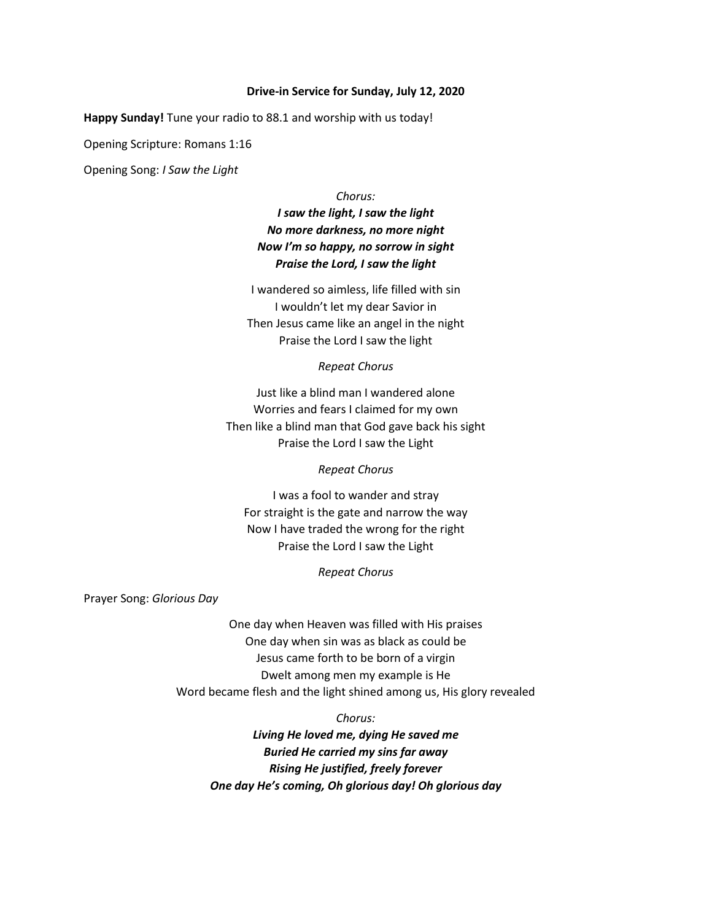**Drive-in Service for Sunday, July 12, 2020**

**Happy Sunday!** Tune your radio to 88.1 and worship with us today!

Opening Scripture: Romans 1:16

Opening Song: *I Saw the Light*

*Chorus:*
***I saw the light, I saw the light***
***No more darkness, no more night***
***Now I'm so happy, no sorrow in sight***
***Praise the Lord, I saw the light***

I wandered so aimless, life filled with sin
I wouldn't let my dear Savior in
Then Jesus came like an angel in the night
Praise the Lord I saw the light

*Repeat Chorus*

Just like a blind man I wandered alone
Worries and fears I claimed for my own
Then like a blind man that God gave back his sight
Praise the Lord I saw the Light

*Repeat Chorus*

I was a fool to wander and stray
For straight is the gate and narrow the way
Now I have traded the wrong for the right
Praise the Lord I saw the Light

*Repeat Chorus*

Prayer Song: *Glorious Day*

One day when Heaven was filled with His praises
One day when sin was as black as could be
Jesus came forth to be born of a virgin
Dwelt among men my example is He
Word became flesh and the light shined among us, His glory revealed

*Chorus:*
***Living He loved me, dying He saved me***
***Buried He carried my sins far away***
***Rising He justified, freely forever***
***One day He's coming, Oh glorious day! Oh glorious day***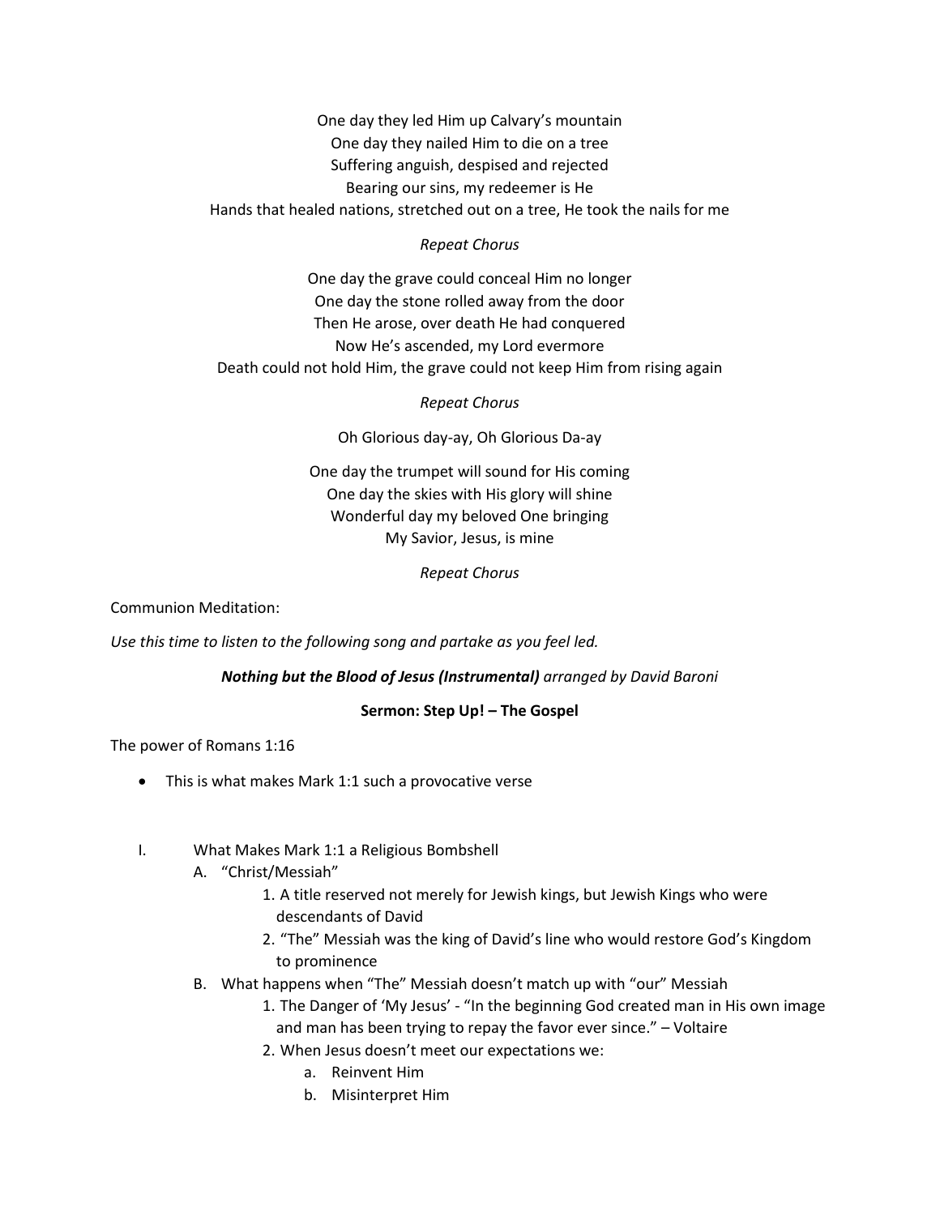One day they led Him up Calvary's mountain
One day they nailed Him to die on a tree
Suffering anguish, despised and rejected
Bearing our sins, my redeemer is He
Hands that healed nations, stretched out on a tree, He took the nails for me

*Repeat Chorus*

One day the grave could conceal Him no longer
One day the stone rolled away from the door
Then He arose, over death He had conquered
Now He's ascended, my Lord evermore
Death could not hold Him, the grave could not keep Him from rising again

*Repeat Chorus*

Oh Glorious day-ay, Oh Glorious Da-ay

One day the trumpet will sound for His coming
One day the skies with His glory will shine
Wonderful day my beloved One bringing
My Savior, Jesus, is mine

*Repeat Chorus*

Communion Meditation:

*Use this time to listen to the following song and partake as you feel led.*

***Nothing but the Blood of Jesus (Instrumental)*** *arranged by David Baroni*

**Sermon: Step Up! – The Gospel**

The power of Romans 1:16

- This is what makes Mark 1:1 such a provocative verse

I. What Makes Mark 1:1 a Religious Bombshell
   A. "Christ/Messiah"
      1. A title reserved not merely for Jewish kings, but Jewish Kings who were descendants of David
      2. "The" Messiah was the king of David's line who would restore God's Kingdom to prominence
   B. What happens when "The" Messiah doesn't match up with "our" Messiah
      1. The Danger of 'My Jesus' - "In the beginning God created man in His own image and man has been trying to repay the favor ever since." – Voltaire
      2. When Jesus doesn't meet our expectations we:
         a. Reinvent Him
         b. Misinterpret Him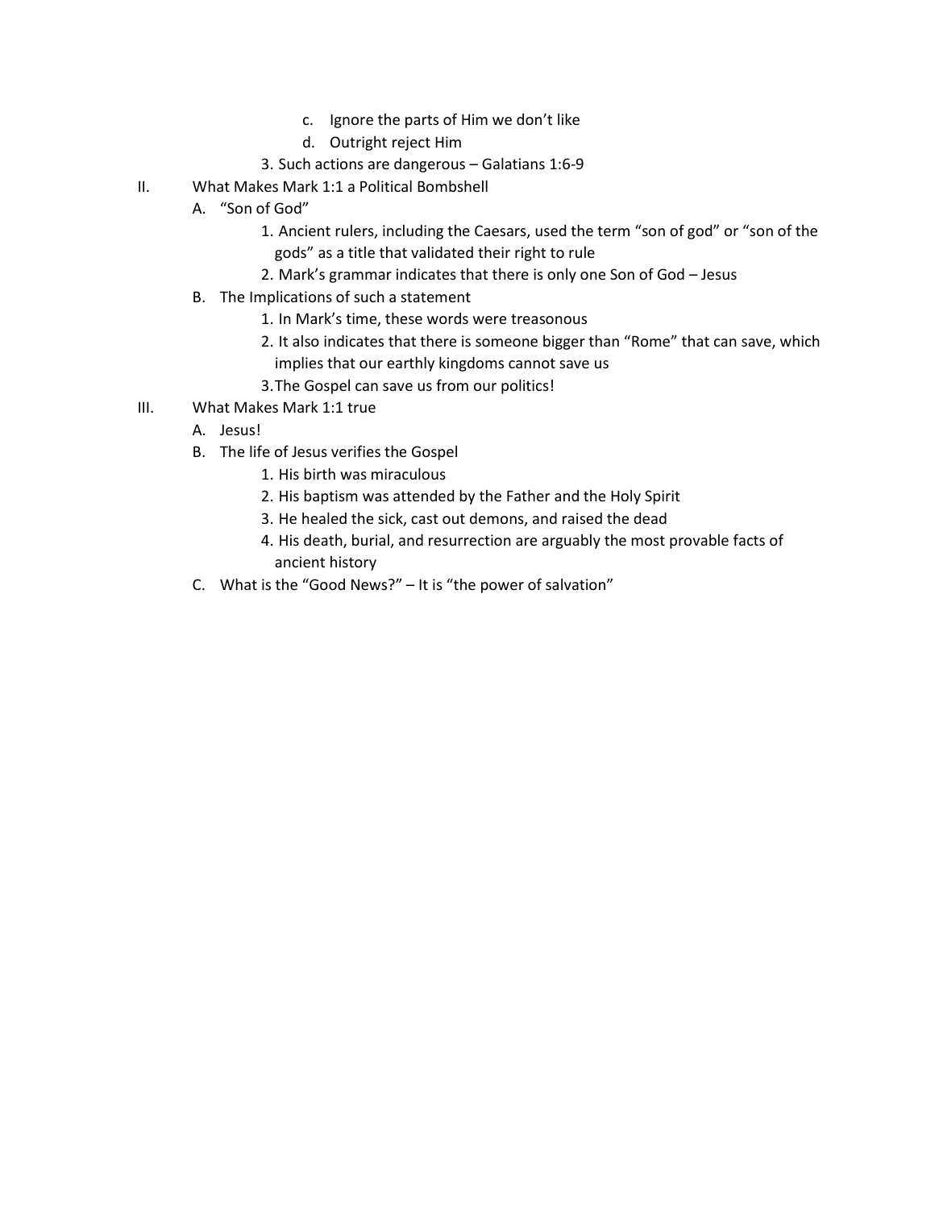c. Ignore the parts of Him we don't like

d. Outright reject Him

3. Such actions are dangerous – Galatians 1:6-9

II. What Makes Mark 1:1 a Political Bombshell

A. "Son of God"

1. Ancient rulers, including the Caesars, used the term "son of god" or "son of the gods" as a title that validated their right to rule

2. Mark's grammar indicates that there is only one Son of God – Jesus

B. The Implications of such a statement

1. In Mark's time, these words were treasonous

2. It also indicates that there is someone bigger than "Rome" that can save, which implies that our earthly kingdoms cannot save us

3. The Gospel can save us from our politics!

III. What Makes Mark 1:1 true

A. Jesus!

B. The life of Jesus verifies the Gospel

1. His birth was miraculous

2. His baptism was attended by the Father and the Holy Spirit

3. He healed the sick, cast out demons, and raised the dead

4. His death, burial, and resurrection are arguably the most provable facts of ancient history

C. What is the "Good News?" – It is "the power of salvation"